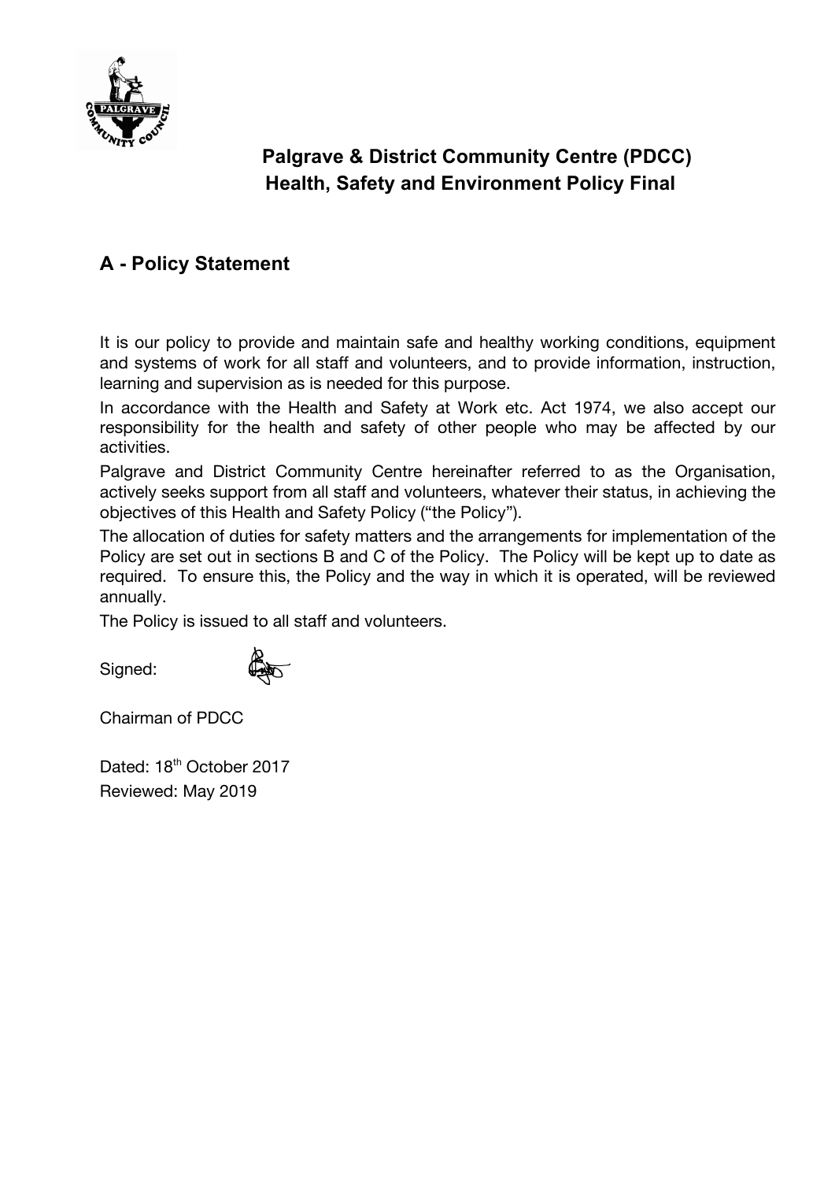# Palgrave & District Community Centre (PDCC)
# Health, Safety and Environment Policy Final

## A - Policy Statement

It is our policy to provide and maintain safe and healthy working conditions, equipment and systems of work for all staff and volunteers, and to provide information, instruction, learning and supervision as is needed for this purpose.

In accordance with the Health and Safety at Work etc. Act 1974, we also accept our responsibility for the health and safety of other people who may be affected by our activities.

Palgrave and District Community Centre hereinafter referred to as the Organisation, actively seeks support from all staff and volunteers, whatever their status, in achieving the objectives of this Health and Safety Policy ("the Policy").

The allocation of duties for safety matters and the arrangements for implementation of the Policy are set out in sections B and C of the Policy. The Policy will be kept up to date as required. To ensure this, the Policy and the way in which it is operated, will be reviewed annually.

The Policy is issued to all staff and volunteers.

Signed:

Chairman of PDCC

Dated: 18th October 2017

Reviewed: May 2019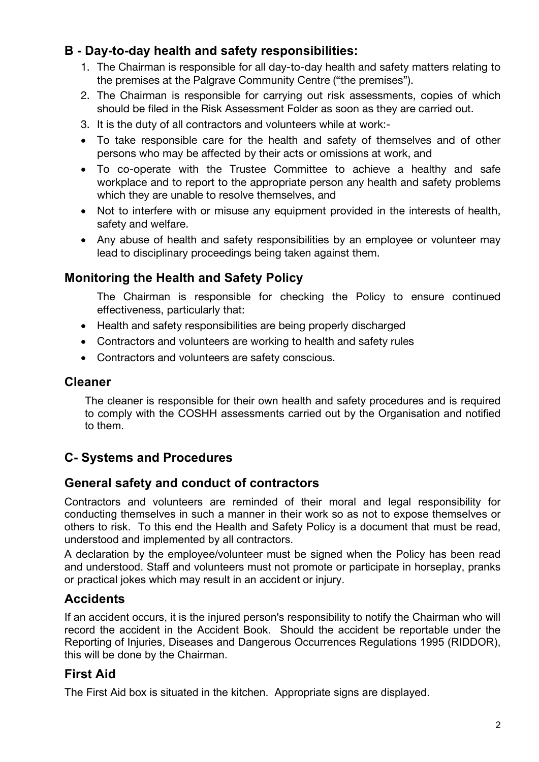## B - Day-to-day health and safety responsibilities:

1. The Chairman is responsible for all day-to-day health and safety matters relating to the premises at the Palgrave Community Centre ("the premises").
2. The Chairman is responsible for carrying out risk assessments, copies of which should be filed in the Risk Assessment Folder as soon as they are carried out.
3. It is the duty of all contractors and volunteers while at work:-

- To take responsible care for the health and safety of themselves and of other persons who may be affected by their acts or omissions at work, and
- To co-operate with the Trustee Committee to achieve a healthy and safe workplace and to report to the appropriate person any health and safety problems which they are unable to resolve themselves, and
- Not to interfere with or misuse any equipment provided in the interests of health, safety and welfare.
- Any abuse of health and safety responsibilities by an employee or volunteer may lead to disciplinary proceedings being taken against them.

## Monitoring the Health and Safety Policy

The Chairman is responsible for checking the Policy to ensure continued effectiveness, particularly that:

- Health and safety responsibilities are being properly discharged
- Contractors and volunteers are working to health and safety rules
- Contractors and volunteers are safety conscious.

## Cleaner

The cleaner is responsible for their own health and safety procedures and is required to comply with the COSHH assessments carried out by the Organisation and notified to them.

## C- Systems and Procedures

## General safety and conduct of contractors

Contractors and volunteers are reminded of their moral and legal responsibility for conducting themselves in such a manner in their work so as not to expose themselves or others to risk. To this end the Health and Safety Policy is a document that must be read, understood and implemented by all contractors.

A declaration by the employee/volunteer must be signed when the Policy has been read and understood. Staff and volunteers must not promote or participate in horseplay, pranks or practical jokes which may result in an accident or injury.

## Accidents

If an accident occurs, it is the injured person's responsibility to notify the Chairman who will record the accident in the Accident Book. Should the accident be reportable under the Reporting of Injuries, Diseases and Dangerous Occurrences Regulations 1995 (RIDDOR), this will be done by the Chairman.

## First Aid

The First Aid box is situated in the kitchen. Appropriate signs are displayed.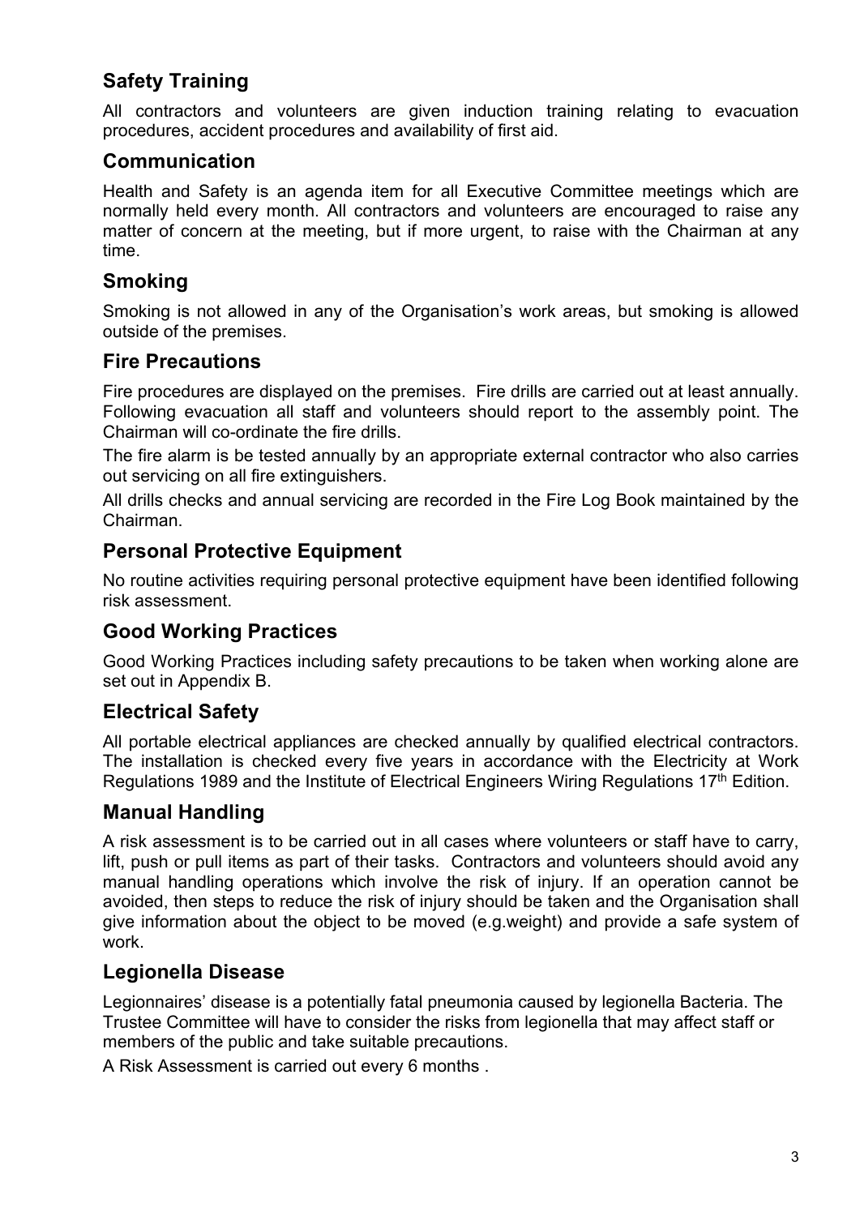## Safety Training

All contractors and volunteers are given induction training relating to evacuation procedures, accident procedures and availability of first aid.

## Communication

Health and Safety is an agenda item for all Executive Committee meetings which are normally held every month. All contractors and volunteers are encouraged to raise any matter of concern at the meeting, but if more urgent, to raise with the Chairman at any time.

## Smoking

Smoking is not allowed in any of the Organisation's work areas, but smoking is allowed outside of the premises.

## Fire Precautions

Fire procedures are displayed on the premises. Fire drills are carried out at least annually. Following evacuation all staff and volunteers should report to the assembly point. The Chairman will co-ordinate the fire drills.

The fire alarm is be tested annually by an appropriate external contractor who also carries out servicing on all fire extinguishers.

All drills checks and annual servicing are recorded in the Fire Log Book maintained by the Chairman.

## Personal Protective Equipment

No routine activities requiring personal protective equipment have been identified following risk assessment.

## Good Working Practices

Good Working Practices including safety precautions to be taken when working alone are set out in Appendix B.

## Electrical Safety

All portable electrical appliances are checked annually by qualified electrical contractors. The installation is checked every five years in accordance with the Electricity at Work Regulations 1989 and the Institute of Electrical Engineers Wiring Regulations 17th Edition.

## Manual Handling

A risk assessment is to be carried out in all cases where volunteers or staff have to carry, lift, push or pull items as part of their tasks. Contractors and volunteers should avoid any manual handling operations which involve the risk of injury. If an operation cannot be avoided, then steps to reduce the risk of injury should be taken and the Organisation shall give information about the object to be moved (e.g.weight) and provide a safe system of work.

## Legionella Disease

Legionnaires' disease is a potentially fatal pneumonia caused by legionella Bacteria. The Trustee Committee will have to consider the risks from legionella that may affect staff or members of the public and take suitable precautions.

A Risk Assessment is carried out every 6 months .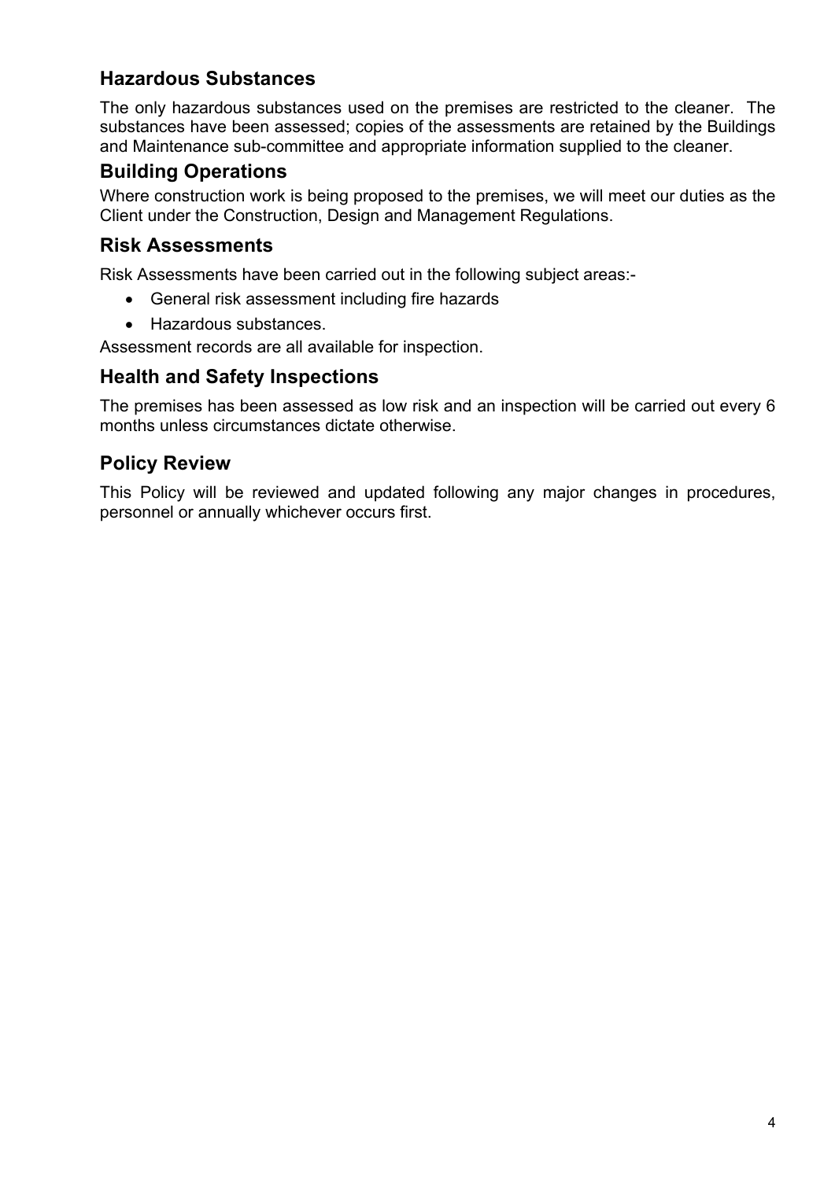## Hazardous Substances

The only hazardous substances used on the premises are restricted to the cleaner. The substances have been assessed; copies of the assessments are retained by the Buildings and Maintenance sub-committee and appropriate information supplied to the cleaner.

## Building Operations

Where construction work is being proposed to the premises, we will meet our duties as the Client under the Construction, Design and Management Regulations.

## Risk Assessments

Risk Assessments have been carried out in the following subject areas:-

- General risk assessment including fire hazards
- Hazardous substances.

Assessment records are all available for inspection.

## Health and Safety Inspections

The premises has been assessed as low risk and an inspection will be carried out every 6 months unless circumstances dictate otherwise.

## Policy Review

This Policy will be reviewed and updated following any major changes in procedures, personnel or annually whichever occurs first.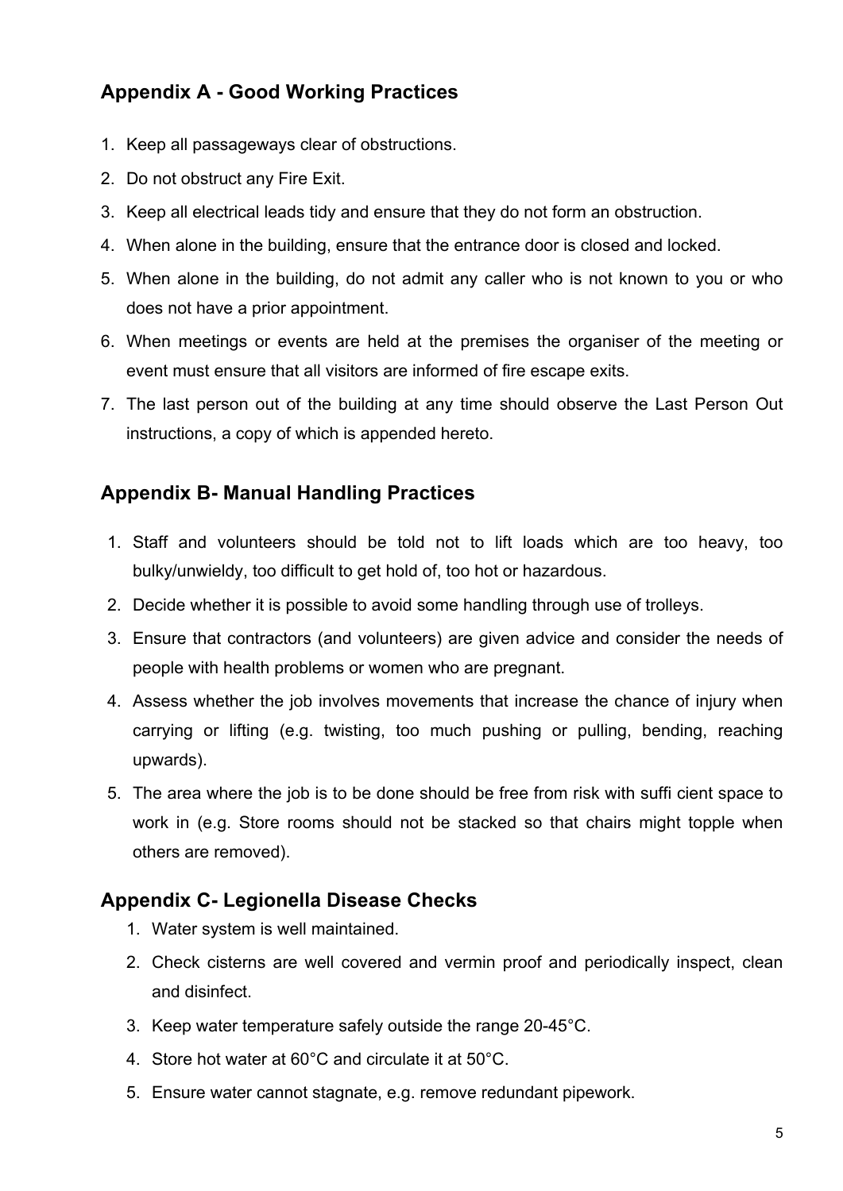## Appendix A - Good Working Practices

1. Keep all passageways clear of obstructions.
2. Do not obstruct any Fire Exit.
3. Keep all electrical leads tidy and ensure that they do not form an obstruction.
4. When alone in the building, ensure that the entrance door is closed and locked.
5. When alone in the building, do not admit any caller who is not known to you or who does not have a prior appointment.
6. When meetings or events are held at the premises the organiser of the meeting or event must ensure that all visitors are informed of fire escape exits.
7. The last person out of the building at any time should observe the Last Person Out instructions, a copy of which is appended hereto.

## Appendix B- Manual Handling Practices

1. Staff and volunteers should be told not to lift loads which are too heavy, too bulky/unwieldy, too difficult to get hold of, too hot or hazardous.
2. Decide whether it is possible to avoid some handling through use of trolleys.
3. Ensure that contractors (and volunteers) are given advice and consider the needs of people with health problems or women who are pregnant.
4. Assess whether the job involves movements that increase the chance of injury when carrying or lifting (e.g. twisting, too much pushing or pulling, bending, reaching upwards).
5. The area where the job is to be done should be free from risk with suffi cient space to work in (e.g. Store rooms should not be stacked so that chairs might topple when others are removed).

## Appendix C- Legionella Disease Checks

1. Water system is well maintained.
2. Check cisterns are well covered and vermin proof and periodically inspect, clean and disinfect.
3. Keep water temperature safely outside the range 20-45°C.
4. Store hot water at 60°C and circulate it at 50°C.
5. Ensure water cannot stagnate, e.g. remove redundant pipework.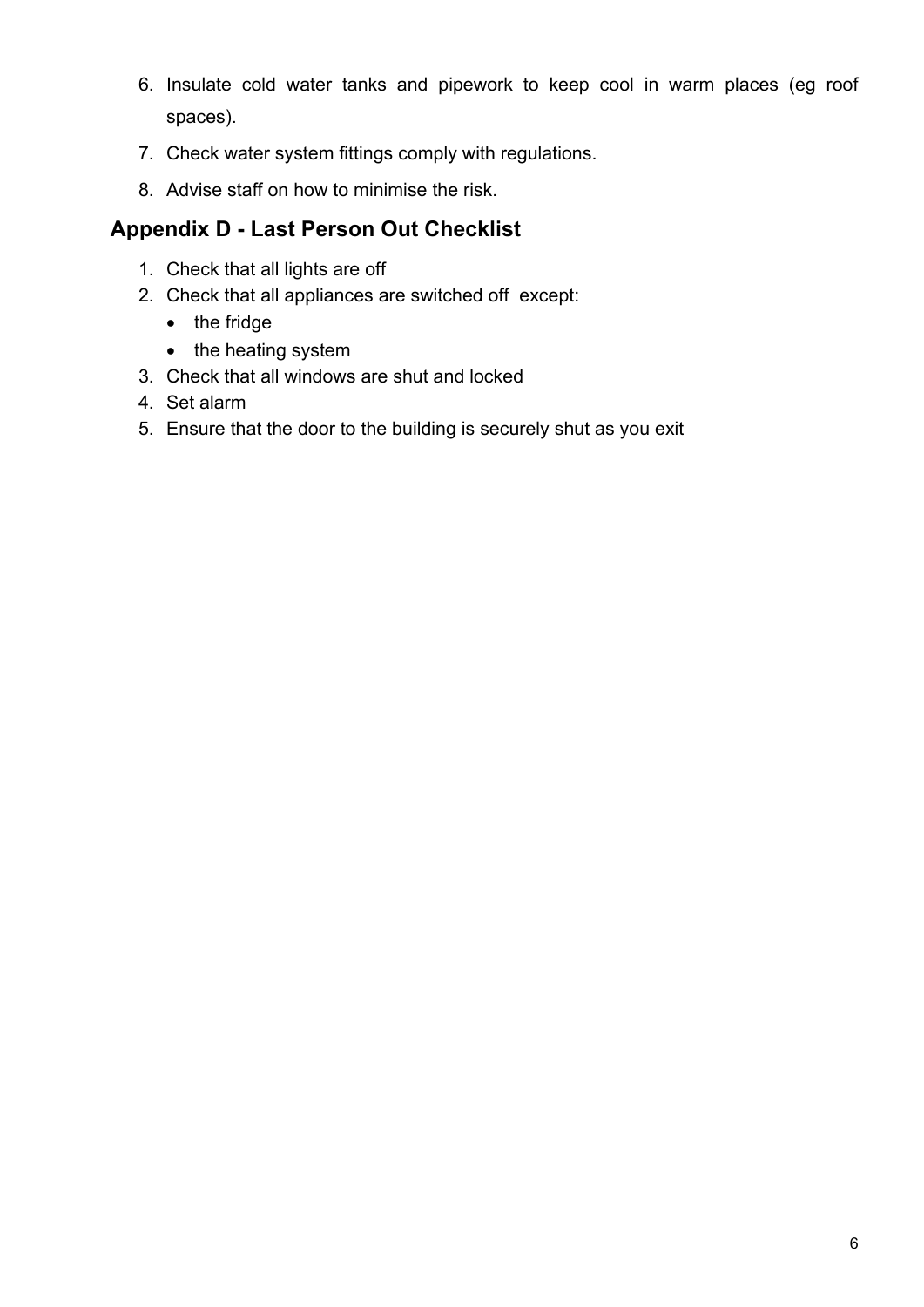6. Insulate cold water tanks and pipework to keep cool in warm places (eg roof spaces).
7. Check water system fittings comply with regulations.
8. Advise staff on how to minimise the risk.

## Appendix D - Last Person Out Checklist

1. Check that all lights are off
2. Check that all appliances are switched off except:
   - the fridge
   - the heating system
3. Check that all windows are shut and locked
4. Set alarm
5. Ensure that the door to the building is securely shut as you exit